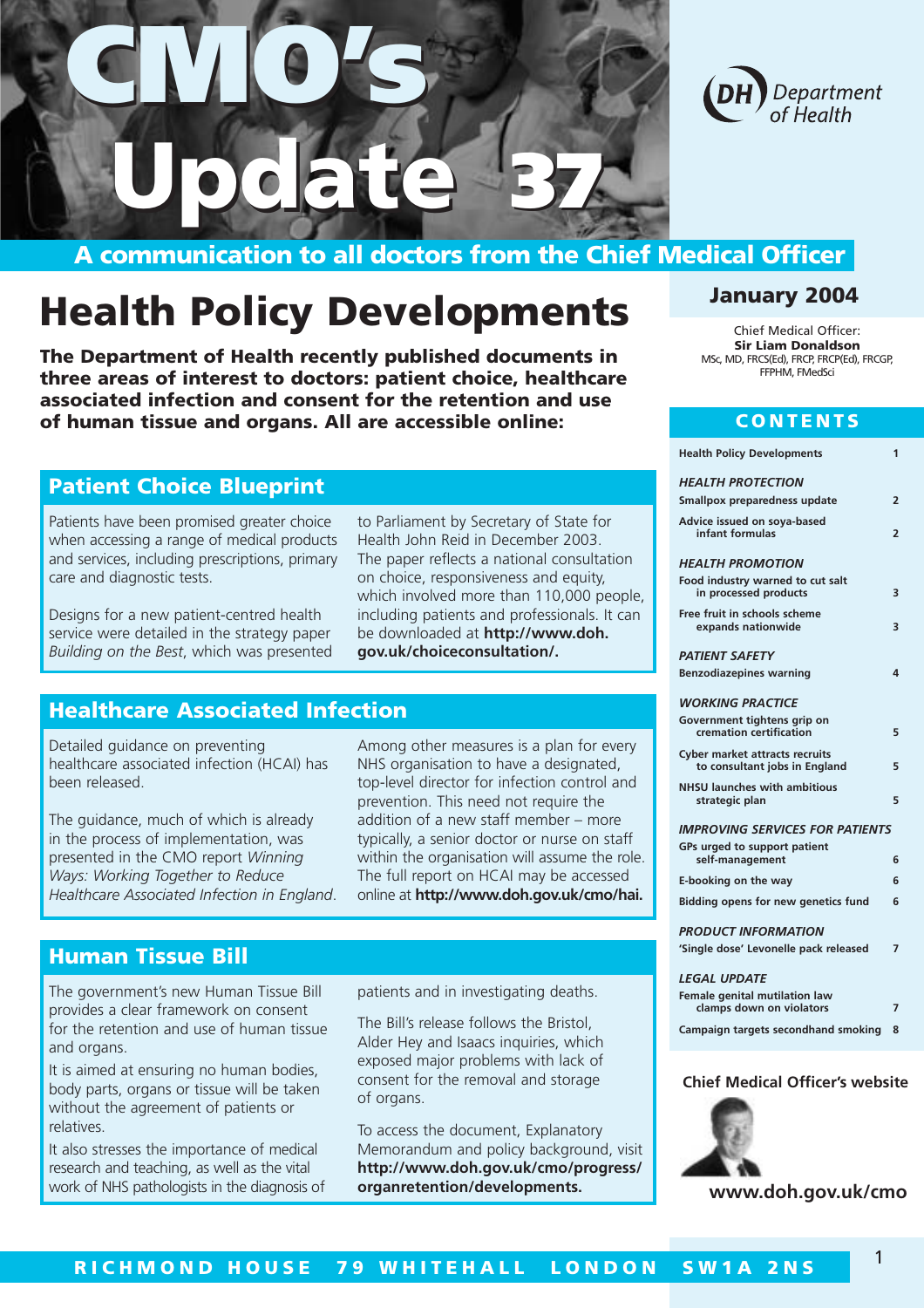# CMO's Update 37

**A communication to all doctors from the Chief Medical Officer**

Department of Health

## January 2004

Chief Medical Officer:
**Sir Liam Donaldson**
MSc, MD, FRCS(Ed), FRCP, FRCP(Ed), FRCGP, FFPHM, FMedSci

# Health Policy Developments

**The Department of Health recently published documents in three areas of interest to doctors: patient choice, healthcare associated infection and consent for the retention and use of human tissue and organs. All are accessible online:**

## Patient Choice Blueprint

Patients have been promised greater choice when accessing a range of medical products and services, including prescriptions, primary care and diagnostic tests.

Designs for a new patient-centred health service were detailed in the strategy paper *Building on the Best*, which was presented to Parliament by Secretary of State for Health John Reid in December 2003. The paper reflects a national consultation on choice, responsiveness and equity, which involved more than 110,000 people, including patients and professionals. It can be downloaded at **http://www.doh.gov.uk/choiceconsultation/.**

## Healthcare Associated Infection

Detailed guidance on preventing healthcare associated infection (HCAI) has been released.

The guidance, much of which is already in the process of implementation, was presented in the CMO report *Winning Ways: Working Together to Reduce Healthcare Associated Infection in England*.

Among other measures is a plan for every NHS organisation to have a designated, top-level director for infection control and prevention. This need not require the addition of a new staff member – more typically, a senior doctor or nurse on staff within the organisation will assume the role. The full report on HCAI may be accessed online at **http://www.doh.gov.uk/cmo/hai.**

## Human Tissue Bill

The government's new Human Tissue Bill provides a clear framework on consent for the retention and use of human tissue and organs.

It is aimed at ensuring no human bodies, body parts, organs or tissue will be taken without the agreement of patients or relatives.

It also stresses the importance of medical research and teaching, as well as the vital work of NHS pathologists in the diagnosis of patients and in investigating deaths.

The Bill's release follows the Bristol, Alder Hey and Isaacs inquiries, which exposed major problems with lack of consent for the removal and storage of organs.

To access the document, Explanatory Memorandum and policy background, visit **http://www.doh.gov.uk/cmo/progress/organretention/developments.**

## CONTENTS

| | |
|---|---|
| Health Policy Developments | 1 |
| ***HEALTH PROTECTION*** | |
| Smallpox preparedness update | 2 |
| Advice issued on soya-based infant formulas | 2 |
| ***HEALTH PROMOTION*** | |
| Food industry warned to cut salt in processed products | 3 |
| Free fruit in schools scheme expands nationwide | 3 |
| ***PATIENT SAFETY*** | |
| Benzodiazepines warning | 4 |
| ***WORKING PRACTICE*** | |
| Government tightens grip on cremation certification | 5 |
| Cyber market attracts recruits to consultant jobs in England | 5 |
| NHSU launches with ambitious strategic plan | 5 |
| ***IMPROVING SERVICES FOR PATIENTS*** | |
| GPs urged to support patient self-management | 6 |
| E-booking on the way | 6 |
| Bidding opens for new genetics fund | 6 |
| ***PRODUCT INFORMATION*** | |
| 'Single dose' Levonelle pack released | 7 |
| ***LEGAL UPDATE*** | |
| Female genital mutilation law clamps down on violators | 7 |
| Campaign targets secondhand smoking | 8 |

**Chief Medical Officer's website**

**www.doh.gov.uk/cmo**

RICHMOND HOUSE 79 WHITEHALL LONDON SW1A 2NS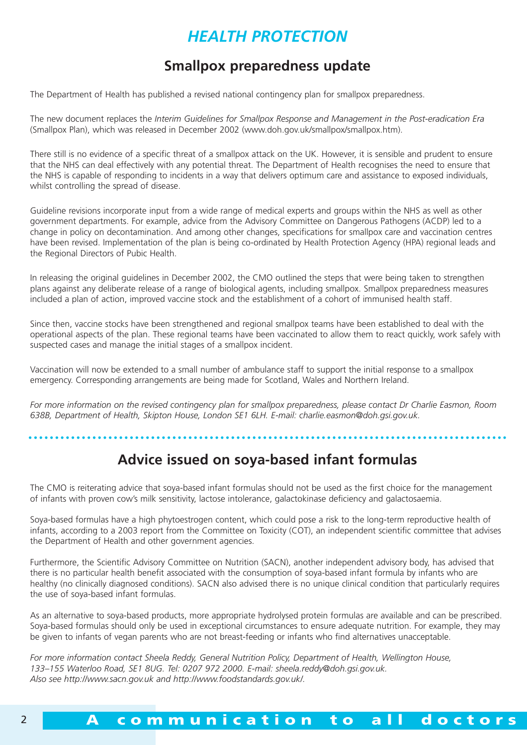# HEALTH PROTECTION

## Smallpox preparedness update

The Department of Health has published a revised national contingency plan for smallpox preparedness.

The new document replaces the *Interim Guidelines for Smallpox Response and Management in the Post-eradication Era* (Smallpox Plan), which was released in December 2002 (www.doh.gov.uk/smallpox/smallpox.htm).

There still is no evidence of a specific threat of a smallpox attack on the UK. However, it is sensible and prudent to ensure that the NHS can deal effectively with any potential threat. The Department of Health recognises the need to ensure that the NHS is capable of responding to incidents in a way that delivers optimum care and assistance to exposed individuals, whilst controlling the spread of disease.

Guideline revisions incorporate input from a wide range of medical experts and groups within the NHS as well as other government departments. For example, advice from the Advisory Committee on Dangerous Pathogens (ACDP) led to a change in policy on decontamination. And among other changes, specifications for smallpox care and vaccination centres have been revised. Implementation of the plan is being co-ordinated by Health Protection Agency (HPA) regional leads and the Regional Directors of Pubic Health.

In releasing the original guidelines in December 2002, the CMO outlined the steps that were being taken to strengthen plans against any deliberate release of a range of biological agents, including smallpox. Smallpox preparedness measures included a plan of action, improved vaccine stock and the establishment of a cohort of immunised health staff.

Since then, vaccine stocks have been strengthened and regional smallpox teams have been established to deal with the operational aspects of the plan. These regional teams have been vaccinated to allow them to react quickly, work safely with suspected cases and manage the initial stages of a smallpox incident.

Vaccination will now be extended to a small number of ambulance staff to support the initial response to a smallpox emergency. Corresponding arrangements are being made for Scotland, Wales and Northern Ireland.

*For more information on the revised contingency plan for smallpox preparedness, please contact Dr Charlie Easmon, Room 638B, Department of Health, Skipton House, London SE1 6LH. E-mail: charlie.easmon@doh.gsi.gov.uk.*

## Advice issued on soya-based infant formulas

The CMO is reiterating advice that soya-based infant formulas should not be used as the first choice for the management of infants with proven cow's milk sensitivity, lactose intolerance, galactokinase deficiency and galactosaemia.

Soya-based formulas have a high phytoestrogen content, which could pose a risk to the long-term reproductive health of infants, according to a 2003 report from the Committee on Toxicity (COT), an independent scientific committee that advises the Department of Health and other government agencies.

Furthermore, the Scientific Advisory Committee on Nutrition (SACN), another independent advisory body, has advised that there is no particular health benefit associated with the consumption of soya-based infant formula by infants who are healthy (no clinically diagnosed conditions). SACN also advised there is no unique clinical condition that particularly requires the use of soya-based infant formulas.

As an alternative to soya-based products, more appropriate hydrolysed protein formulas are available and can be prescribed. Soya-based formulas should only be used in exceptional circumstances to ensure adequate nutrition. For example, they may be given to infants of vegan parents who are not breast-feeding or infants who find alternatives unacceptable.

*For more information contact Sheela Reddy, General Nutrition Policy, Department of Health, Wellington House, 133–155 Waterloo Road, SE1 8UG. Tel: 0207 972 2000. E-mail: sheela.reddy@doh.gsi.gov.uk. Also see http://www.sacn.gov.uk and http://www.foodstandards.gov.uk/.*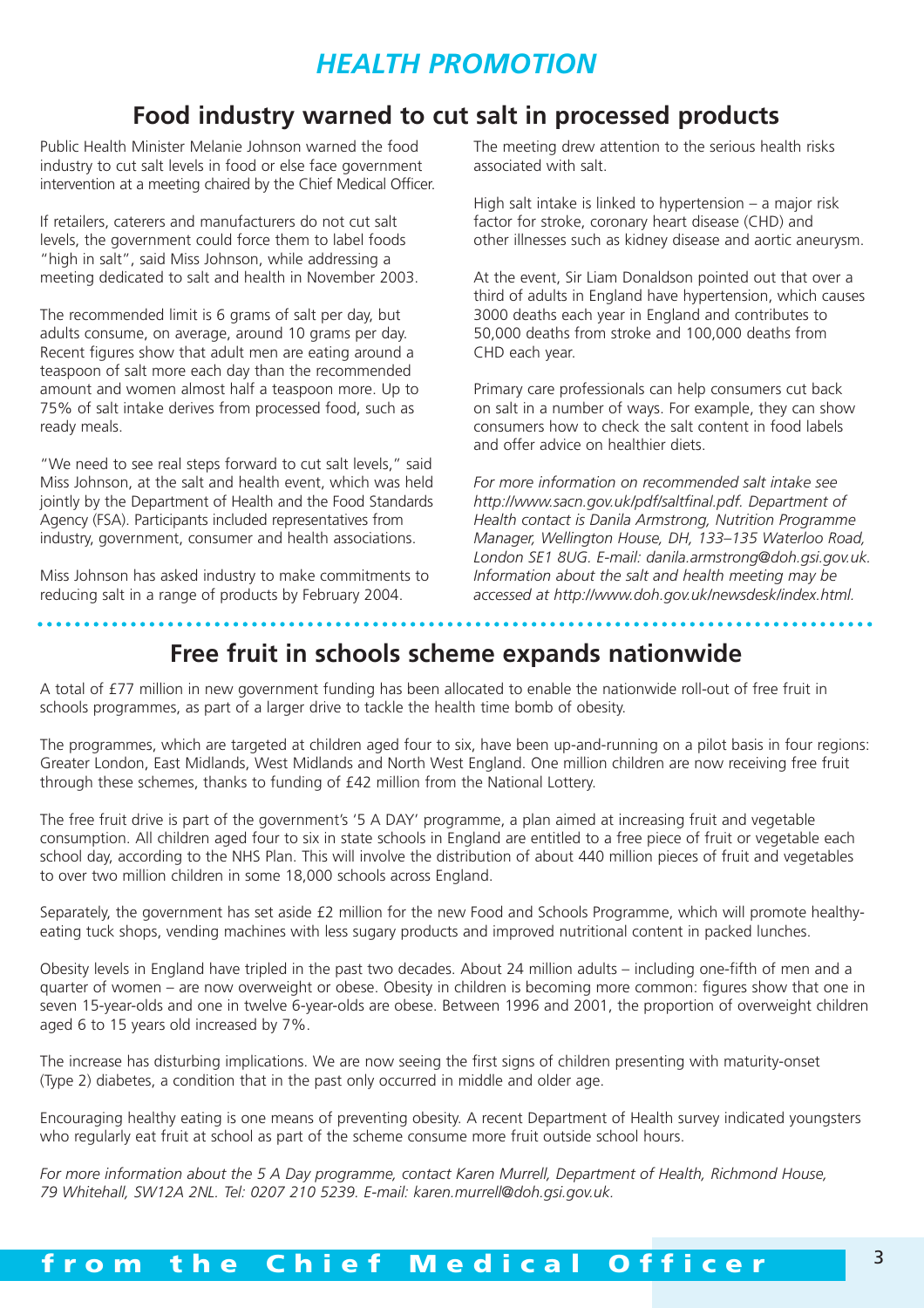# HEALTH PROMOTION

## Food industry warned to cut salt in processed products

Public Health Minister Melanie Johnson warned the food industry to cut salt levels in food or else face government intervention at a meeting chaired by the Chief Medical Officer.

If retailers, caterers and manufacturers do not cut salt levels, the government could force them to label foods "high in salt", said Miss Johnson, while addressing a meeting dedicated to salt and health in November 2003.

The recommended limit is 6 grams of salt per day, but adults consume, on average, around 10 grams per day. Recent figures show that adult men are eating around a teaspoon of salt more each day than the recommended amount and women almost half a teaspoon more. Up to 75% of salt intake derives from processed food, such as ready meals.

"We need to see real steps forward to cut salt levels," said Miss Johnson, at the salt and health event, which was held jointly by the Department of Health and the Food Standards Agency (FSA). Participants included representatives from industry, government, consumer and health associations.

Miss Johnson has asked industry to make commitments to reducing salt in a range of products by February 2004.

The meeting drew attention to the serious health risks associated with salt.

High salt intake is linked to hypertension – a major risk factor for stroke, coronary heart disease (CHD) and other illnesses such as kidney disease and aortic aneurysm.

At the event, Sir Liam Donaldson pointed out that over a third of adults in England have hypertension, which causes 3000 deaths each year in England and contributes to 50,000 deaths from stroke and 100,000 deaths from CHD each year.

Primary care professionals can help consumers cut back on salt in a number of ways. For example, they can show consumers how to check the salt content in food labels and offer advice on healthier diets.

*For more information on recommended salt intake see http://www.sacn.gov.uk/pdf/saltfinal.pdf. Department of Health contact is Danila Armstrong, Nutrition Programme Manager, Wellington House, DH, 133–135 Waterloo Road, London SE1 8UG. E-mail: danila.armstrong@doh.gsi.gov.uk. Information about the salt and health meeting may be accessed at http://www.doh.gov.uk/newsdesk/index.html.*

## Free fruit in schools scheme expands nationwide

A total of £77 million in new government funding has been allocated to enable the nationwide roll-out of free fruit in schools programmes, as part of a larger drive to tackle the health time bomb of obesity.

The programmes, which are targeted at children aged four to six, have been up-and-running on a pilot basis in four regions: Greater London, East Midlands, West Midlands and North West England. One million children are now receiving free fruit through these schemes, thanks to funding of £42 million from the National Lottery.

The free fruit drive is part of the government's '5 A DAY' programme, a plan aimed at increasing fruit and vegetable consumption. All children aged four to six in state schools in England are entitled to a free piece of fruit or vegetable each school day, according to the NHS Plan. This will involve the distribution of about 440 million pieces of fruit and vegetables to over two million children in some 18,000 schools across England.

Separately, the government has set aside £2 million for the new Food and Schools Programme, which will promote healthy-eating tuck shops, vending machines with less sugary products and improved nutritional content in packed lunches.

Obesity levels in England have tripled in the past two decades. About 24 million adults – including one-fifth of men and a quarter of women – are now overweight or obese. Obesity in children is becoming more common: figures show that one in seven 15-year-olds and one in twelve 6-year-olds are obese. Between 1996 and 2001, the proportion of overweight children aged 6 to 15 years old increased by 7%.

The increase has disturbing implications. We are now seeing the first signs of children presenting with maturity-onset (Type 2) diabetes, a condition that in the past only occurred in middle and older age.

Encouraging healthy eating is one means of preventing obesity. A recent Department of Health survey indicated youngsters who regularly eat fruit at school as part of the scheme consume more fruit outside school hours.

*For more information about the 5 A Day programme, contact Karen Murrell, Department of Health, Richmond House, 79 Whitehall, SW12A 2NL. Tel: 0207 210 5239. E-mail: karen.murrell@doh.gsi.gov.uk.*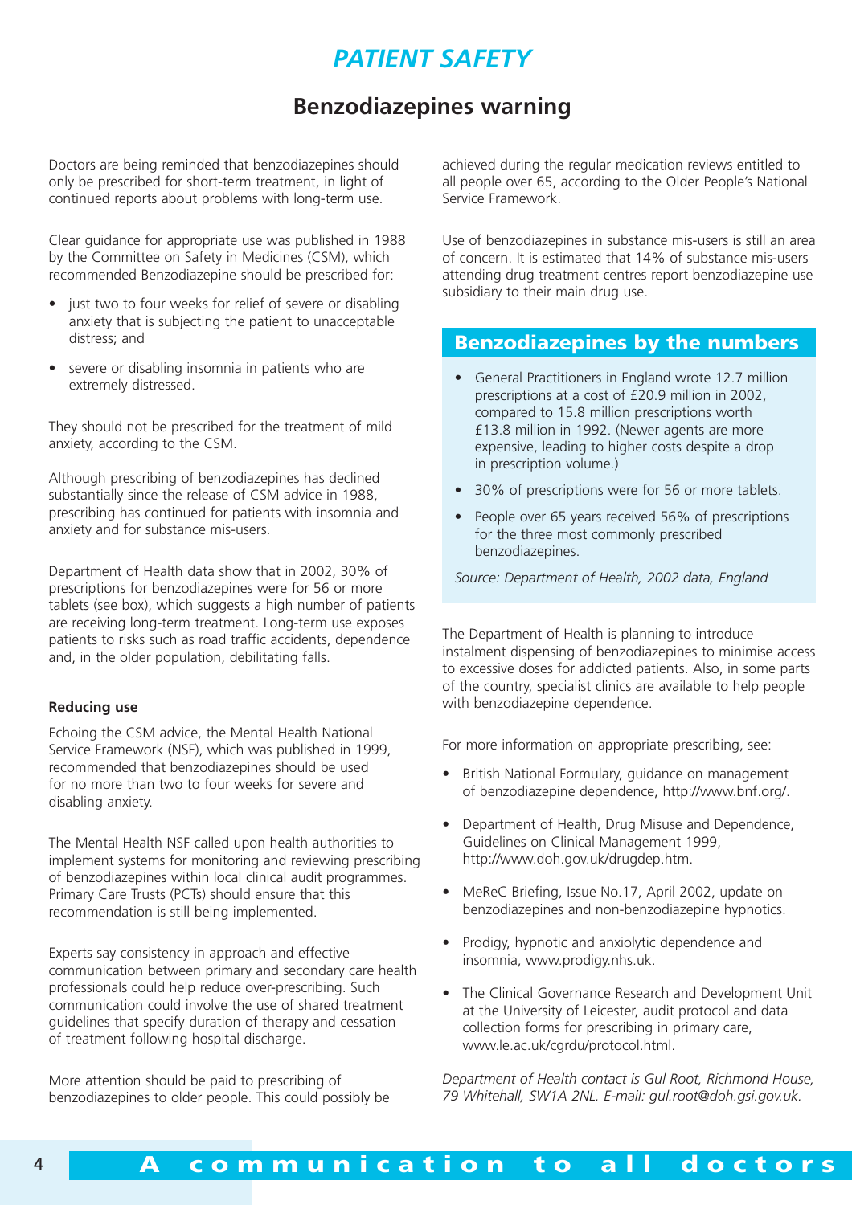# PATIENT SAFETY

## Benzodiazepines warning

Doctors are being reminded that benzodiazepines should only be prescribed for short-term treatment, in light of continued reports about problems with long-term use.

Clear guidance for appropriate use was published in 1988 by the Committee on Safety in Medicines (CSM), which recommended Benzodiazepine should be prescribed for:

- just two to four weeks for relief of severe or disabling anxiety that is subjecting the patient to unacceptable distress; and
- severe or disabling insomnia in patients who are extremely distressed.

They should not be prescribed for the treatment of mild anxiety, according to the CSM.

Although prescribing of benzodiazepines has declined substantially since the release of CSM advice in 1988, prescribing has continued for patients with insomnia and anxiety and for substance mis-users.

Department of Health data show that in 2002, 30% of prescriptions for benzodiazepines were for 56 or more tablets (see box), which suggests a high number of patients are receiving long-term treatment. Long-term use exposes patients to risks such as road traffic accidents, dependence and, in the older population, debilitating falls.

**Reducing use**

Echoing the CSM advice, the Mental Health National Service Framework (NSF), which was published in 1999, recommended that benzodiazepines should be used for no more than two to four weeks for severe and disabling anxiety.

The Mental Health NSF called upon health authorities to implement systems for monitoring and reviewing prescribing of benzodiazepines within local clinical audit programmes. Primary Care Trusts (PCTs) should ensure that this recommendation is still being implemented.

Experts say consistency in approach and effective communication between primary and secondary care health professionals could help reduce over-prescribing. Such communication could involve the use of shared treatment guidelines that specify duration of therapy and cessation of treatment following hospital discharge.

More attention should be paid to prescribing of benzodiazepines to older people. This could possibly be achieved during the regular medication reviews entitled to all people over 65, according to the Older People's National Service Framework.

Use of benzodiazepines in substance mis-users is still an area of concern. It is estimated that 14% of substance mis-users attending drug treatment centres report benzodiazepine use subsidiary to their main drug use.

### Benzodiazepines by the numbers

- General Practitioners in England wrote 12.7 million prescriptions at a cost of £20.9 million in 2002, compared to 15.8 million prescriptions worth £13.8 million in 1992. (Newer agents are more expensive, leading to higher costs despite a drop in prescription volume.)
- 30% of prescriptions were for 56 or more tablets.
- People over 65 years received 56% of prescriptions for the three most commonly prescribed benzodiazepines.

*Source: Department of Health, 2002 data, England*

The Department of Health is planning to introduce instalment dispensing of benzodiazepines to minimise access to excessive doses for addicted patients. Also, in some parts of the country, specialist clinics are available to help people with benzodiazepine dependence.

For more information on appropriate prescribing, see:

- British National Formulary, guidance on management of benzodiazepine dependence, http://www.bnf.org/.
- Department of Health, Drug Misuse and Dependence, Guidelines on Clinical Management 1999, http://www.doh.gov.uk/drugdep.htm.
- MeReC Briefing, Issue No.17, April 2002, update on benzodiazepines and non-benzodiazepine hypnotics.
- Prodigy, hypnotic and anxiolytic dependence and insomnia, www.prodigy.nhs.uk.
- The Clinical Governance Research and Development Unit at the University of Leicester, audit protocol and data collection forms for prescribing in primary care, www.le.ac.uk/cgrdu/protocol.html.

*Department of Health contact is Gul Root, Richmond House, 79 Whitehall, SW1A 2NL. E-mail: gul.root@doh.gsi.gov.uk.*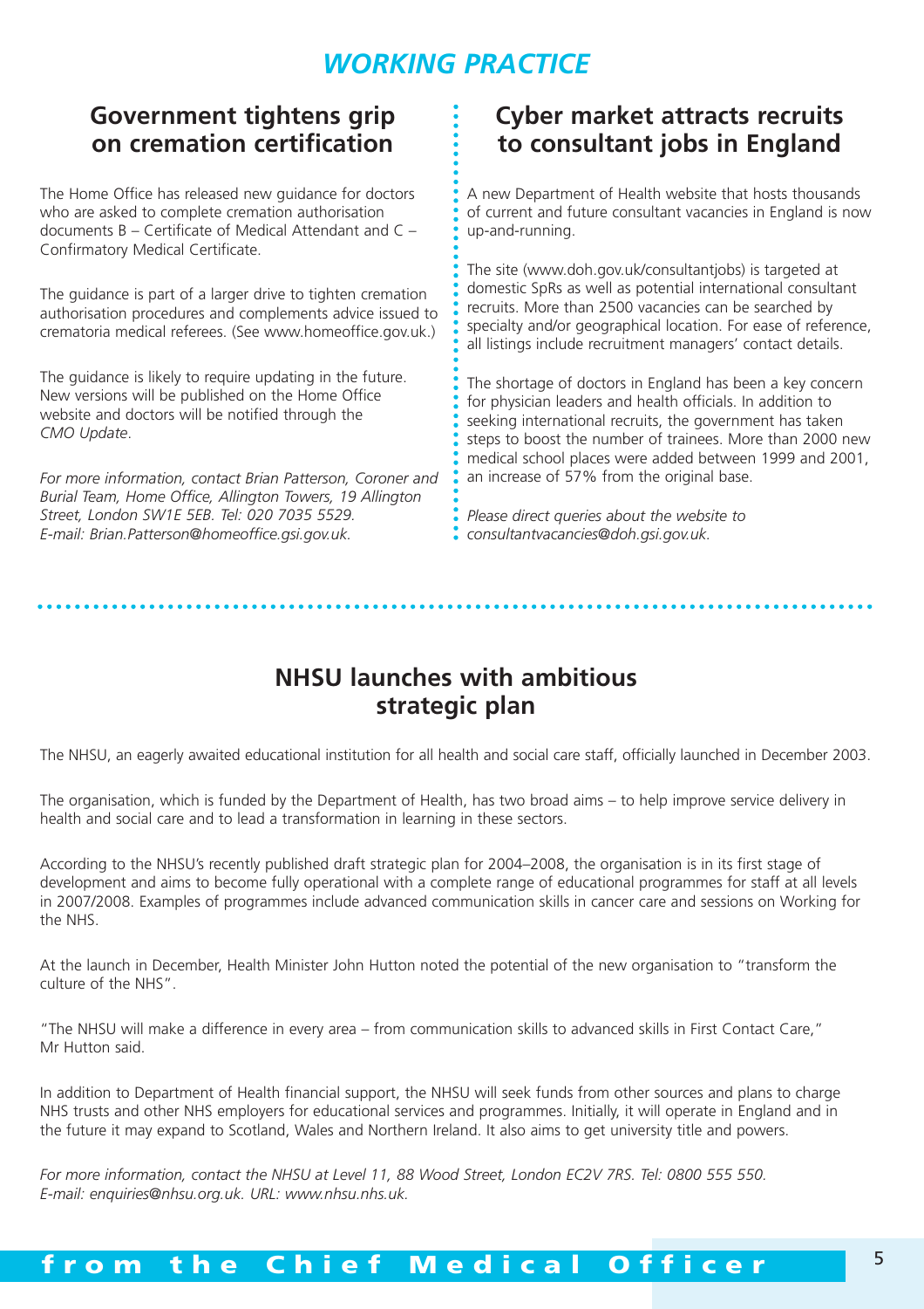# WORKING PRACTICE

## Government tightens grip on cremation certification

The Home Office has released new guidance for doctors who are asked to complete cremation authorisation documents B – Certificate of Medical Attendant and C – Confirmatory Medical Certificate.

The guidance is part of a larger drive to tighten cremation authorisation procedures and complements advice issued to crematoria medical referees. (See www.homeoffice.gov.uk.)

The guidance is likely to require updating in the future. New versions will be published on the Home Office website and doctors will be notified through the *CMO Update*.

*For more information, contact Brian Patterson, Coroner and Burial Team, Home Office, Allington Towers, 19 Allington Street, London SW1E 5EB. Tel: 020 7035 5529. E-mail: Brian.Patterson@homeoffice.gsi.gov.uk.*

## Cyber market attracts recruits to consultant jobs in England

A new Department of Health website that hosts thousands of current and future consultant vacancies in England is now up-and-running.

The site (www.doh.gov.uk/consultantjobs) is targeted at domestic SpRs as well as potential international consultant recruits. More than 2500 vacancies can be searched by specialty and/or geographical location. For ease of reference, all listings include recruitment managers' contact details.

The shortage of doctors in England has been a key concern for physician leaders and health officials. In addition to seeking international recruits, the government has taken steps to boost the number of trainees. More than 2000 new medical school places were added between 1999 and 2001, an increase of 57% from the original base.

*Please direct queries about the website to consultantvacancies@doh.gsi.gov.uk.*

## NHSU launches with ambitious strategic plan

The NHSU, an eagerly awaited educational institution for all health and social care staff, officially launched in December 2003.

The organisation, which is funded by the Department of Health, has two broad aims – to help improve service delivery in health and social care and to lead a transformation in learning in these sectors.

According to the NHSU's recently published draft strategic plan for 2004–2008, the organisation is in its first stage of development and aims to become fully operational with a complete range of educational programmes for staff at all levels in 2007/2008. Examples of programmes include advanced communication skills in cancer care and sessions on Working for the NHS.

At the launch in December, Health Minister John Hutton noted the potential of the new organisation to "transform the culture of the NHS".

"The NHSU will make a difference in every area – from communication skills to advanced skills in First Contact Care," Mr Hutton said.

In addition to Department of Health financial support, the NHSU will seek funds from other sources and plans to charge NHS trusts and other NHS employers for educational services and programmes. Initially, it will operate in England and in the future it may expand to Scotland, Wales and Northern Ireland. It also aims to get university title and powers.

*For more information, contact the NHSU at Level 11, 88 Wood Street, London EC2V 7RS. Tel: 0800 555 550. E-mail: enquiries@nhsu.org.uk. URL: www.nhsu.nhs.uk.*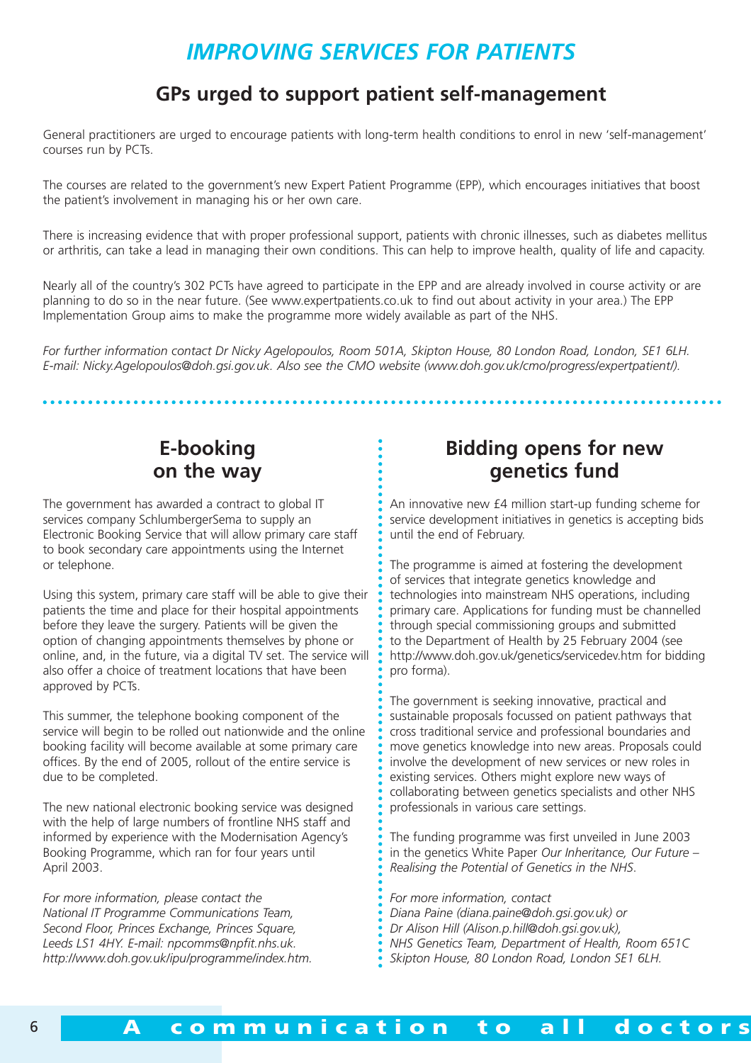# *IMPROVING SERVICES FOR PATIENTS*

## GPs urged to support patient self-management

General practitioners are urged to encourage patients with long-term health conditions to enrol in new 'self-management' courses run by PCTs.

The courses are related to the government's new Expert Patient Programme (EPP), which encourages initiatives that boost the patient's involvement in managing his or her own care.

There is increasing evidence that with proper professional support, patients with chronic illnesses, such as diabetes mellitus or arthritis, can take a lead in managing their own conditions. This can help to improve health, quality of life and capacity.

Nearly all of the country's 302 PCTs have agreed to participate in the EPP and are already involved in course activity or are planning to do so in the near future. (See www.expertpatients.co.uk to find out about activity in your area.) The EPP Implementation Group aims to make the programme more widely available as part of the NHS.

*For further information contact Dr Nicky Agelopoulos, Room 501A, Skipton House, 80 London Road, London, SE1 6LH. E-mail: Nicky.Agelopoulos@doh.gsi.gov.uk. Also see the CMO website (www.doh.gov.uk/cmo/progress/expertpatient/).*

## E-booking on the way

The government has awarded a contract to global IT services company SchlumbergerSema to supply an Electronic Booking Service that will allow primary care staff to book secondary care appointments using the Internet or telephone.

Using this system, primary care staff will be able to give their patients the time and place for their hospital appointments before they leave the surgery. Patients will be given the option of changing appointments themselves by phone or online, and, in the future, via a digital TV set. The service will also offer a choice of treatment locations that have been approved by PCTs.

This summer, the telephone booking component of the service will begin to be rolled out nationwide and the online booking facility will become available at some primary care offices. By the end of 2005, rollout of the entire service is due to be completed.

The new national electronic booking service was designed with the help of large numbers of frontline NHS staff and informed by experience with the Modernisation Agency's Booking Programme, which ran for four years until April 2003.

*For more information, please contact the National IT Programme Communications Team, Second Floor, Princes Exchange, Princes Square, Leeds LS1 4HY. E-mail: npcomms@npfit.nhs.uk. http://www.doh.gov.uk/ipu/programme/index.htm.*

## Bidding opens for new genetics fund

An innovative new £4 million start-up funding scheme for service development initiatives in genetics is accepting bids until the end of February.

The programme is aimed at fostering the development of services that integrate genetics knowledge and technologies into mainstream NHS operations, including primary care. Applications for funding must be channelled through special commissioning groups and submitted to the Department of Health by 25 February 2004 (see http://www.doh.gov.uk/genetics/servicedev.htm for bidding pro forma).

The government is seeking innovative, practical and sustainable proposals focussed on patient pathways that cross traditional service and professional boundaries and move genetics knowledge into new areas. Proposals could involve the development of new services or new roles in existing services. Others might explore new ways of collaborating between genetics specialists and other NHS professionals in various care settings.

The funding programme was first unveiled in June 2003 in the genetics White Paper *Our Inheritance, Our Future – Realising the Potential of Genetics in the NHS*.

*For more information, contact Diana Paine (diana.paine@doh.gsi.gov.uk) or Dr Alison Hill (Alison.p.hill@doh.gsi.gov.uk), NHS Genetics Team, Department of Health, Room 651C Skipton House, 80 London Road, London SE1 6LH.*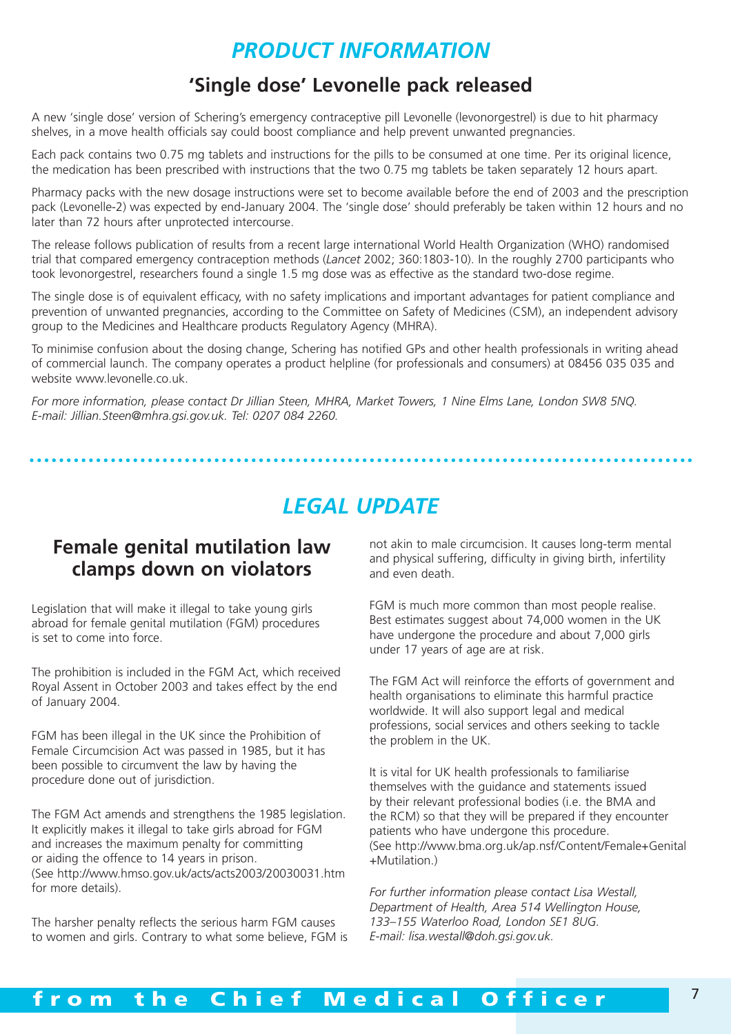# *PRODUCT INFORMATION*

## 'Single dose' Levonelle pack released

A new 'single dose' version of Schering's emergency contraceptive pill Levonelle (levonorgestrel) is due to hit pharmacy shelves, in a move health officials say could boost compliance and help prevent unwanted pregnancies.

Each pack contains two 0.75 mg tablets and instructions for the pills to be consumed at one time. Per its original licence, the medication has been prescribed with instructions that the two 0.75 mg tablets be taken separately 12 hours apart.

Pharmacy packs with the new dosage instructions were set to become available before the end of 2003 and the prescription pack (Levonelle-2) was expected by end-January 2004. The 'single dose' should preferably be taken within 12 hours and no later than 72 hours after unprotected intercourse.

The release follows publication of results from a recent large international World Health Organization (WHO) randomised trial that compared emergency contraception methods (*Lancet* 2002; 360:1803-10). In the roughly 2700 participants who took levonorgestrel, researchers found a single 1.5 mg dose was as effective as the standard two-dose regime.

The single dose is of equivalent efficacy, with no safety implications and important advantages for patient compliance and prevention of unwanted pregnancies, according to the Committee on Safety of Medicines (CSM), an independent advisory group to the Medicines and Healthcare products Regulatory Agency (MHRA).

To minimise confusion about the dosing change, Schering has notified GPs and other health professionals in writing ahead of commercial launch. The company operates a product helpline (for professionals and consumers) at 08456 035 035 and website www.levonelle.co.uk.

*For more information, please contact Dr Jillian Steen, MHRA, Market Towers, 1 Nine Elms Lane, London SW8 5NQ. E-mail: Jillian.Steen@mhra.gsi.gov.uk. Tel: 0207 084 2260.*

# *LEGAL UPDATE*

## Female genital mutilation law clamps down on violators

Legislation that will make it illegal to take young girls abroad for female genital mutilation (FGM) procedures is set to come into force.

The prohibition is included in the FGM Act, which received Royal Assent in October 2003 and takes effect by the end of January 2004.

FGM has been illegal in the UK since the Prohibition of Female Circumcision Act was passed in 1985, but it has been possible to circumvent the law by having the procedure done out of jurisdiction.

The FGM Act amends and strengthens the 1985 legislation. It explicitly makes it illegal to take girls abroad for FGM and increases the maximum penalty for committing or aiding the offence to 14 years in prison. (See http://www.hmso.gov.uk/acts/acts2003/20030031.htm for more details).

The harsher penalty reflects the serious harm FGM causes to women and girls. Contrary to what some believe, FGM is not akin to male circumcision. It causes long-term mental and physical suffering, difficulty in giving birth, infertility and even death.

FGM is much more common than most people realise. Best estimates suggest about 74,000 women in the UK have undergone the procedure and about 7,000 girls under 17 years of age are at risk.

The FGM Act will reinforce the efforts of government and health organisations to eliminate this harmful practice worldwide. It will also support legal and medical professions, social services and others seeking to tackle the problem in the UK.

It is vital for UK health professionals to familiarise themselves with the guidance and statements issued by their relevant professional bodies (i.e. the BMA and the RCM) so that they will be prepared if they encounter patients who have undergone this procedure. (See http://www.bma.org.uk/ap.nsf/Content/Female+Genital+Mutilation.)

*For further information please contact Lisa Westall, Department of Health, Area 514 Wellington House, 133–155 Waterloo Road, London SE1 8UG. E-mail: lisa.westall@doh.gsi.gov.uk.*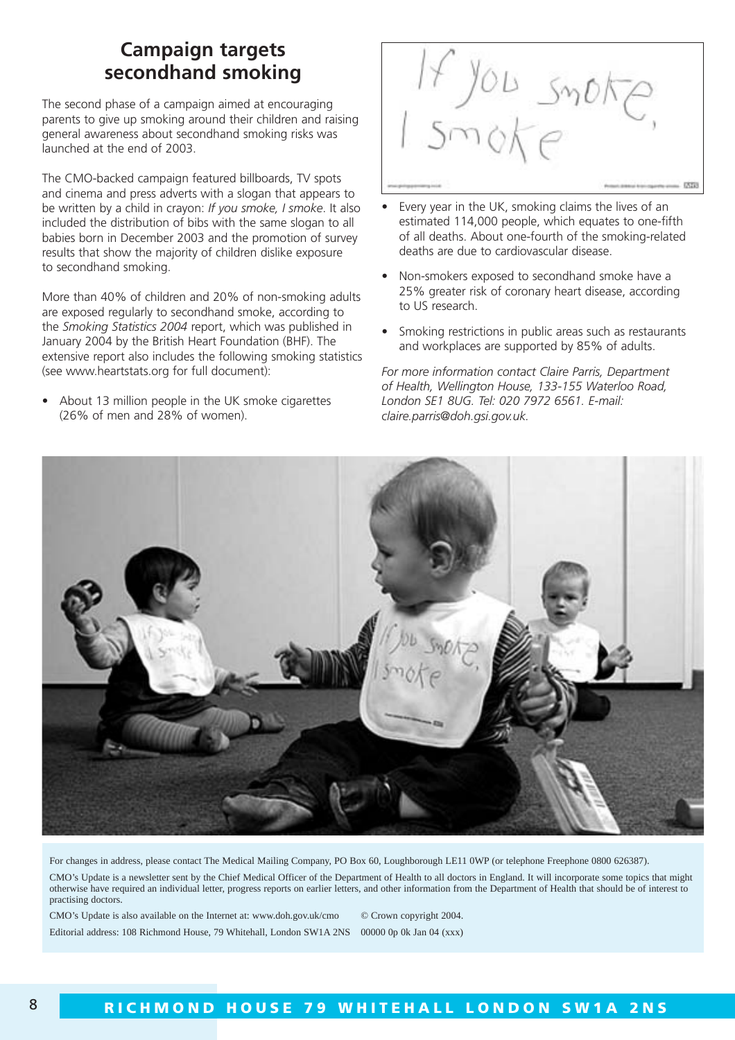## Campaign targets secondhand smoking

The second phase of a campaign aimed at encouraging parents to give up smoking around their children and raising general awareness about secondhand smoking risks was launched at the end of 2003.

The CMO-backed campaign featured billboards, TV spots and cinema and press adverts with a slogan that appears to be written by a child in crayon: *If you smoke, I smoke*. It also included the distribution of bibs with the same slogan to all babies born in December 2003 and the promotion of survey results that show the majority of children dislike exposure to secondhand smoking.

More than 40% of children and 20% of non-smoking adults are exposed regularly to secondhand smoke, according to the *Smoking Statistics 2004* report, which was published in January 2004 by the British Heart Foundation (BHF). The extensive report also includes the following smoking statistics (see www.heartstats.org for full document):

- About 13 million people in the UK smoke cigarettes (26% of men and 28% of women).
- Every year in the UK, smoking claims the lives of an estimated 114,000 people, which equates to one-fifth of all deaths. About one-fourth of the smoking-related deaths are due to cardiovascular disease.
- Non-smokers exposed to secondhand smoke have a 25% greater risk of coronary heart disease, according to US research.
- Smoking restrictions in public areas such as restaurants and workplaces are supported by 85% of adults.

*For more information contact Claire Parris, Department of Health, Wellington House, 133-155 Waterloo Road, London SE1 8UG. Tel: 020 7972 6561. E-mail: claire.parris@doh.gsi.gov.uk.*

For changes in address, please contact The Medical Mailing Company, PO Box 60, Loughborough LE11 0WP (or telephone Freephone 0800 626387).

CMO's Update is a newsletter sent by the Chief Medical Officer of the Department of Health to all doctors in England. It will incorporate some topics that might otherwise have required an individual letter, progress reports on earlier letters, and other information from the Department of Health that should be of interest to practising doctors.

CMO's Update is also available on the Internet at: www.doh.gov.uk/cmo © Crown copyright 2004.

Editorial address: 108 Richmond House, 79 Whitehall, London SW1A 2NS 00000 0p 0k Jan 04 (xxx)